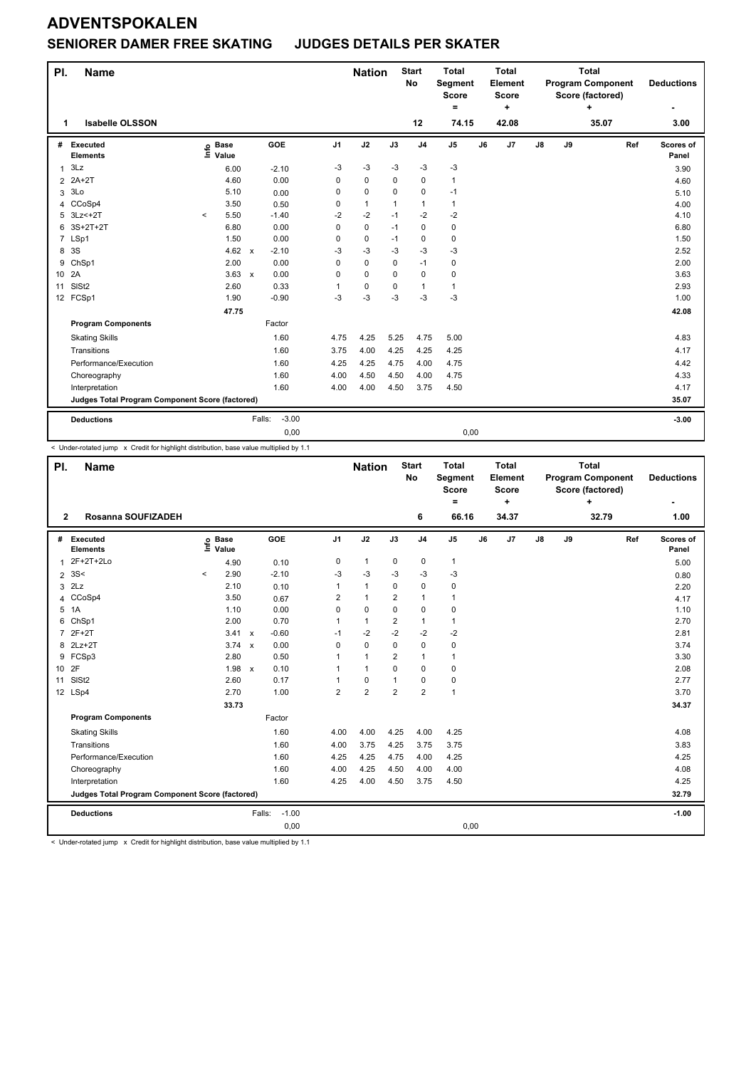# ADVENTSPOKALEN

## SENIORER DAMER FREE SKATING JUDGES DETAILS PER SKATER

| Pl. | Name | Nation | Start No | Total Segment Score = | Total Element Score + | Total Program Component Score (factored) + | Deductions - |
|---|---|---|---|---|---|---|---|
| 1 | Isabelle OLSSON | | 12 | 74.15 | 42.08 | 35.07 | 3.00 |

| # | Executed Elements | Info | Base Value | | GOE | J1 | J2 | J3 | J4 | J5 | J6 | J7 | J8 | J9 | Ref | Scores of Panel |
|---|---|---|---|---|---|---|---|---|---|---|---|---|---|---|---|---|
| 1 | 3Lz | | 6.00 | | -2.10 | -3 | -3 | -3 | -3 | -3 | | | | | | 3.90 |
| 2 | 2A+2T | | 4.60 | | 0.00 | 0 | 0 | 0 | 0 | 1 | | | | | | 4.60 |
| 3 | 3Lo | | 5.10 | | 0.00 | 0 | 0 | 0 | 0 | -1 | | | | | | 5.10 |
| 4 | CCoSp4 | | 3.50 | | 0.50 | 0 | 1 | 1 | 1 | 1 | | | | | | 4.00 |
| 5 | 3Lz<+2T | < | 5.50 | | -1.40 | -2 | -2 | -1 | -2 | -2 | | | | | | 4.10 |
| 6 | 3S+2T+2T | | 6.80 | | 0.00 | 0 | 0 | -1 | 0 | 0 | | | | | | 6.80 |
| 7 | LSp1 | | 1.50 | | 0.00 | 0 | 0 | -1 | 0 | 0 | | | | | | 1.50 |
| 8 | 3S | | 4.62 | x | -2.10 | -3 | -3 | -3 | -3 | -3 | | | | | | 2.52 |
| 9 | ChSp1 | | 2.00 | | 0.00 | 0 | 0 | 0 | -1 | 0 | | | | | | 2.00 |
| 10 | 2A | | 3.63 | x | 0.00 | 0 | 0 | 0 | 0 | 0 | | | | | | 3.63 |
| 11 | SlSt2 | | 2.60 | | 0.33 | 1 | 0 | 0 | 1 | 1 | | | | | | 2.93 |
| 12 | FCSp1 | | 1.90 | | -0.90 | -3 | -3 | -3 | -3 | -3 | | | | | | 1.00 |
| | | | 47.75 | | | | | | | | | | | | | 42.08 |
| | Program Components | | | | Factor | | | | | | | | | | | |
| | Skating Skills | | | | 1.60 | 4.75 | 4.25 | 5.25 | 4.75 | 5.00 | | | | | | 4.83 |
| | Transitions | | | | 1.60 | 3.75 | 4.00 | 4.25 | 4.25 | 4.25 | | | | | | 4.17 |
| | Performance/Execution | | | | 1.60 | 4.25 | 4.25 | 4.75 | 4.00 | 4.75 | | | | | | 4.42 |
| | Choreography | | | | 1.60 | 4.00 | 4.50 | 4.50 | 4.00 | 4.75 | | | | | | 4.33 |
| | Interpretation | | | | 1.60 | 4.00 | 4.00 | 4.50 | 3.75 | 4.50 | | | | | | 4.17 |
| | Judges Total Program Component Score (factored) | | | | | | | | | | | | | | | 35.07 |
| | Deductions | | | Falls: | -3.00 | | | | | | | | | | | -3.00 |
| | | | | | 0,00 | | | | | 0,00 | | | | | | |

< Under-rotated jump x Credit for highlight distribution, base value multiplied by 1.1

| Pl. | Name | Nation | Start No | Total Segment Score = | Total Element Score + | Total Program Component Score (factored) + | Deductions - |
|---|---|---|---|---|---|---|---|
| 2 | Rosanna SOUFIZADEH | | 6 | 66.16 | 34.37 | 32.79 | 1.00 |

| # | Executed Elements | Info | Base Value | | GOE | J1 | J2 | J3 | J4 | J5 | J6 | J7 | J8 | J9 | Ref | Scores of Panel |
|---|---|---|---|---|---|---|---|---|---|---|---|---|---|---|---|---|
| 1 | 2F+2T+2Lo | | 4.90 | | 0.10 | 0 | 1 | 0 | 0 | 1 | | | | | | 5.00 |
| 2 | 3S< | < | 2.90 | | -2.10 | -3 | -3 | -3 | -3 | -3 | | | | | | 0.80 |
| 3 | 2Lz | | 2.10 | | 0.10 | 1 | 1 | 0 | 0 | 0 | | | | | | 2.20 |
| 4 | CCoSp4 | | 3.50 | | 0.67 | 2 | 1 | 2 | 1 | 1 | | | | | | 4.17 |
| 5 | 1A | | 1.10 | | 0.00 | 0 | 0 | 0 | 0 | 0 | | | | | | 1.10 |
| 6 | ChSp1 | | 2.00 | | 0.70 | 1 | 1 | 2 | 1 | 1 | | | | | | 2.70 |
| 7 | 2F+2T | | 3.41 | x | -0.60 | -1 | -2 | -2 | -2 | -2 | | | | | | 2.81 |
| 8 | 2Lz+2T | | 3.74 | x | 0.00 | 0 | 0 | 0 | 0 | 0 | | | | | | 3.74 |
| 9 | FCSp3 | | 2.80 | | 0.50 | 1 | 1 | 2 | 1 | 1 | | | | | | 3.30 |
| 10 | 2F | | 1.98 | x | 0.10 | 1 | 1 | 0 | 0 | 0 | | | | | | 2.08 |
| 11 | SlSt2 | | 2.60 | | 0.17 | 1 | 0 | 1 | 0 | 0 | | | | | | 2.77 |
| 12 | LSp4 | | 2.70 | | 1.00 | 2 | 2 | 2 | 2 | 1 | | | | | | 3.70 |
| | | | 33.73 | | | | | | | | | | | | | 34.37 |
| | Program Components | | | | Factor | | | | | | | | | | | |
| | Skating Skills | | | | 1.60 | 4.00 | 4.00 | 4.25 | 4.00 | 4.25 | | | | | | 4.08 |
| | Transitions | | | | 1.60 | 4.00 | 3.75 | 4.25 | 3.75 | 3.75 | | | | | | 3.83 |
| | Performance/Execution | | | | 1.60 | 4.25 | 4.25 | 4.75 | 4.00 | 4.25 | | | | | | 4.25 |
| | Choreography | | | | 1.60 | 4.00 | 4.25 | 4.50 | 4.00 | 4.00 | | | | | | 4.08 |
| | Interpretation | | | | 1.60 | 4.25 | 4.00 | 4.50 | 3.75 | 4.50 | | | | | | 4.25 |
| | Judges Total Program Component Score (factored) | | | | | | | | | | | | | | | 32.79 |
| | Deductions | | | Falls: | -1.00 | | | | | | | | | | | -1.00 |
| | | | | | 0,00 | | | | | 0,00 | | | | | | |

< Under-rotated jump x Credit for highlight distribution, base value multiplied by 1.1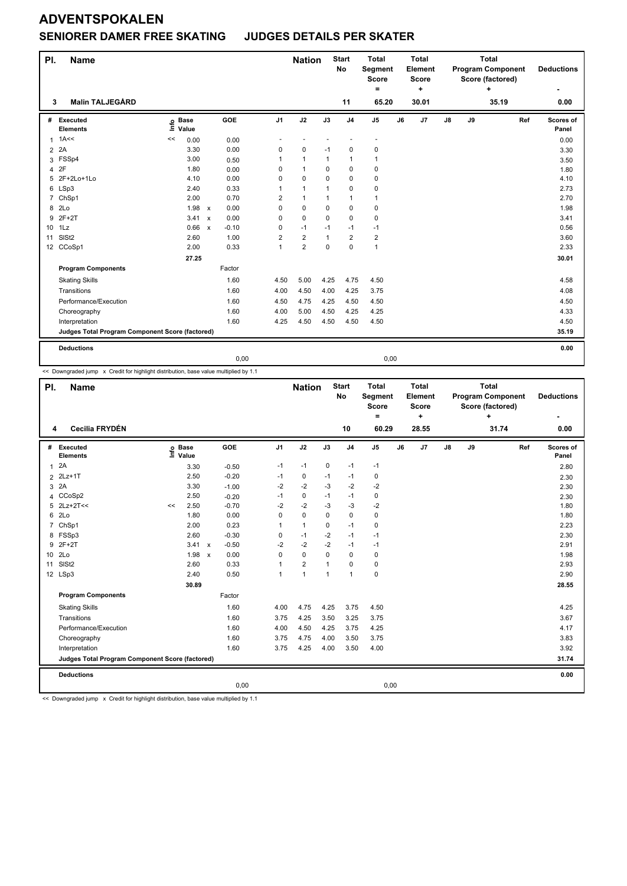# ADVENTSPOKALEN

## SENIORER DAMER FREE SKATING JUDGES DETAILS PER SKATER

| Pl. | Name | Nation | Start No | Total Segment Score = | Total Element Score + | Total Program Component Score (factored) + | Deductions - |
|---|---|---|---|---|---|---|---|
| 3 | Malin TALJEGÅRD | | 11 | 65.20 | 30.01 | 35.19 | 0.00 |

| # | Executed Elements | Info | Base Value | | GOE | J1 | J2 | J3 | J4 | J5 | J6 | J7 | J8 | J9 | Ref | Scores of Panel |
|---|---|---|---|---|---|---|---|---|---|---|---|---|---|---|---|---|
| 1 | 1A<< | << | 0.00 | | 0.00 | - | - | - | - | - | | | | | | 0.00 |
| 2 | 2A | | 3.30 | | 0.00 | 0 | 0 | -1 | 0 | 0 | | | | | | 3.30 |
| 3 | FSSp4 | | 3.00 | | 0.50 | 1 | 1 | 1 | 1 | 1 | | | | | | 3.50 |
| 4 | 2F | | 1.80 | | 0.00 | 0 | 1 | 0 | 0 | 0 | | | | | | 1.80 |
| 5 | 2F+2Lo+1Lo | | 4.10 | | 0.00 | 0 | 0 | 0 | 0 | 0 | | | | | | 4.10 |
| 6 | LSp3 | | 2.40 | | 0.33 | 1 | 1 | 1 | 0 | 0 | | | | | | 2.73 |
| 7 | ChSp1 | | 2.00 | | 0.70 | 2 | 1 | 1 | 1 | 1 | | | | | | 2.70 |
| 8 | 2Lo | | 1.98 | x | 0.00 | 0 | 0 | 0 | 0 | 0 | | | | | | 1.98 |
| 9 | 2F+2T | | 3.41 | x | 0.00 | 0 | 0 | 0 | 0 | 0 | | | | | | 3.41 |
| 10 | 1Lz | | 0.66 | x | -0.10 | 0 | -1 | -1 | -1 | -1 | | | | | | 0.56 |
| 11 | SlSt2 | | 2.60 | | 1.00 | 2 | 2 | 1 | 2 | 2 | | | | | | 3.60 |
| 12 | CCoSp1 | | 2.00 | | 0.33 | 1 | 2 | 0 | 0 | 1 | | | | | | 2.33 |
| | | | 27.25 | | | | | | | | | | | | | 30.01 |
| | **Program Components** | | | | Factor | | | | | | | | | | | |
| | Skating Skills | | | | 1.60 | 4.50 | 5.00 | 4.25 | 4.75 | 4.50 | | | | | | 4.58 |
| | Transitions | | | | 1.60 | 4.00 | 4.50 | 4.00 | 4.25 | 3.75 | | | | | | 4.08 |
| | Performance/Execution | | | | 1.60 | 4.50 | 4.75 | 4.25 | 4.50 | 4.50 | | | | | | 4.50 |
| | Choreography | | | | 1.60 | 4.00 | 5.00 | 4.50 | 4.25 | 4.25 | | | | | | 4.33 |
| | Interpretation | | | | 1.60 | 4.25 | 4.50 | 4.50 | 4.50 | 4.50 | | | | | | 4.50 |
| | **Judges Total Program Component Score (factored)** | | | | | | | | | | | | | | | 35.19 |
| | **Deductions** | | | | | | | | | | | | | | | 0.00 |
| | | | | | 0,00 | | | | | 0,00 | | | | | | |

<< Downgraded jump x Credit for highlight distribution, base value multiplied by 1.1

| Pl. | Name | Nation | Start No | Total Segment Score = | Total Element Score + | Total Program Component Score (factored) + | Deductions - |
|---|---|---|---|---|---|---|---|
| 4 | Cecilia FRYDÉN | | 10 | 60.29 | 28.55 | 31.74 | 0.00 |

| # | Executed Elements | Info | Base Value | | GOE | J1 | J2 | J3 | J4 | J5 | J6 | J7 | J8 | J9 | Ref | Scores of Panel |
|---|---|---|---|---|---|---|---|---|---|---|---|---|---|---|---|---|
| 1 | 2A | | 3.30 | | -0.50 | -1 | -1 | 0 | -1 | -1 | | | | | | 2.80 |
| 2 | 2Lz+1T | | 2.50 | | -0.20 | -1 | 0 | -1 | -1 | 0 | | | | | | 2.30 |
| 3 | 2A | | 3.30 | | -1.00 | -2 | -2 | -3 | -2 | -2 | | | | | | 2.30 |
| 4 | CCoSp2 | | 2.50 | | -0.20 | -1 | 0 | -1 | -1 | 0 | | | | | | 2.30 |
| 5 | 2Lz+2T<< | << | 2.50 | | -0.70 | -2 | -2 | -3 | -3 | -2 | | | | | | 1.80 |
| 6 | 2Lo | | 1.80 | | 0.00 | 0 | 0 | 0 | 0 | 0 | | | | | | 1.80 |
| 7 | ChSp1 | | 2.00 | | 0.23 | 1 | 1 | 0 | -1 | 0 | | | | | | 2.23 |
| 8 | FSSp3 | | 2.60 | | -0.30 | 0 | -1 | -2 | -1 | -1 | | | | | | 2.30 |
| 9 | 2F+2T | | 3.41 | x | -0.50 | -2 | -2 | -2 | -1 | -1 | | | | | | 2.91 |
| 10 | 2Lo | | 1.98 | x | 0.00 | 0 | 0 | 0 | 0 | 0 | | | | | | 1.98 |
| 11 | SlSt2 | | 2.60 | | 0.33 | 1 | 2 | 1 | 0 | 0 | | | | | | 2.93 |
| 12 | LSp3 | | 2.40 | | 0.50 | 1 | 1 | 1 | 1 | 0 | | | | | | 2.90 |
| | | | 30.89 | | | | | | | | | | | | | 28.55 |
| | **Program Components** | | | | Factor | | | | | | | | | | | |
| | Skating Skills | | | | 1.60 | 4.00 | 4.75 | 4.25 | 3.75 | 4.50 | | | | | | 4.25 |
| | Transitions | | | | 1.60 | 3.75 | 4.25 | 3.50 | 3.25 | 3.75 | | | | | | 3.67 |
| | Performance/Execution | | | | 1.60 | 4.00 | 4.50 | 4.25 | 3.75 | 4.25 | | | | | | 4.17 |
| | Choreography | | | | 1.60 | 3.75 | 4.75 | 4.00 | 3.50 | 3.75 | | | | | | 3.83 |
| | Interpretation | | | | 1.60 | 3.75 | 4.25 | 4.00 | 3.50 | 4.00 | | | | | | 3.92 |
| | **Judges Total Program Component Score (factored)** | | | | | | | | | | | | | | | 31.74 |
| | **Deductions** | | | | | | | | | | | | | | | 0.00 |
| | | | | | 0,00 | | | | | 0,00 | | | | | | |

<< Downgraded jump x Credit for highlight distribution, base value multiplied by 1.1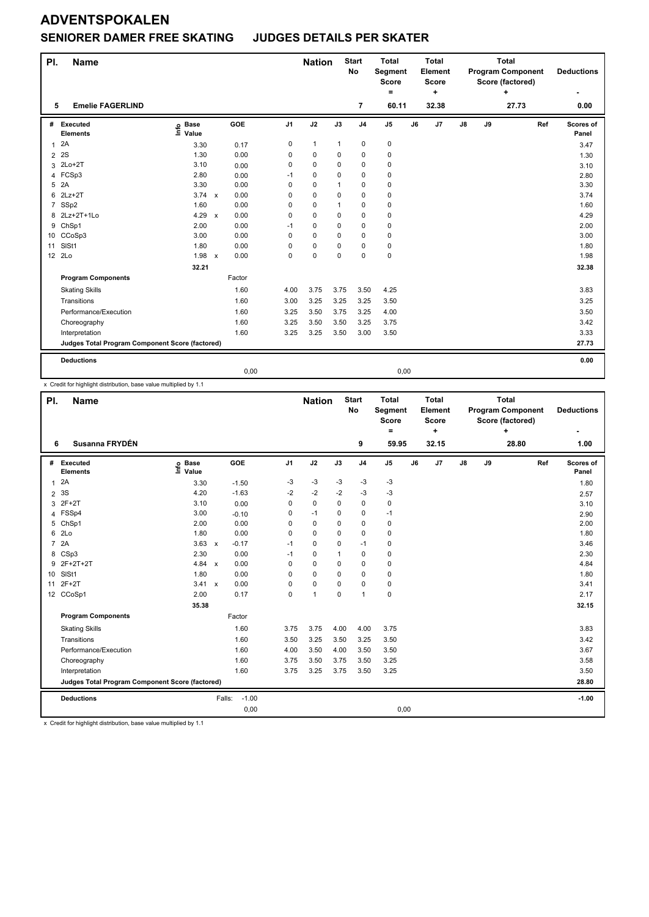# ADVENTSPOKALEN

## SENIORER DAMER FREE SKATING JUDGES DETAILS PER SKATER

| Pl. | Name | Nation | Start No | Total Segment Score = | Total Element Score + | Total Program Component Score (factored) + | Deductions - |
|---|---|---|---|---|---|---|---|
| 5 | Emelie FAGERLIND | | 7 | 60.11 | 32.38 | 27.73 | 0.00 |

| # | Executed Elements | Info | Base Value | | GOE | J1 | J2 | J3 | J4 | J5 | J6 | J7 | J8 | J9 | Ref | Scores of Panel |
|---|---|---|---|---|---|---|---|---|---|---|---|---|---|---|---|---|
| 1 | 2A | | 3.30 | | 0.17 | 0 | 1 | 1 | 0 | 0 | | | | | | 3.47 |
| 2 | 2S | | 1.30 | | 0.00 | 0 | 0 | 0 | 0 | 0 | | | | | | 1.30 |
| 3 | 2Lo+2T | | 3.10 | | 0.00 | 0 | 0 | 0 | 0 | 0 | | | | | | 3.10 |
| 4 | FCSp3 | | 2.80 | | 0.00 | -1 | 0 | 0 | 0 | 0 | | | | | | 2.80 |
| 5 | 2A | | 3.30 | | 0.00 | 0 | 0 | 1 | 0 | 0 | | | | | | 3.30 |
| 6 | 2Lz+2T | | 3.74 | x | 0.00 | 0 | 0 | 0 | 0 | 0 | | | | | | 3.74 |
| 7 | SSp2 | | 1.60 | | 0.00 | 0 | 0 | 1 | 0 | 0 | | | | | | 1.60 |
| 8 | 2Lz+2T+1Lo | | 4.29 | x | 0.00 | 0 | 0 | 0 | 0 | 0 | | | | | | 4.29 |
| 9 | ChSp1 | | 2.00 | | 0.00 | -1 | 0 | 0 | 0 | 0 | | | | | | 2.00 |
| 10 | CCoSp3 | | 3.00 | | 0.00 | 0 | 0 | 0 | 0 | 0 | | | | | | 3.00 |
| 11 | SlSt1 | | 1.80 | | 0.00 | 0 | 0 | 0 | 0 | 0 | | | | | | 1.80 |
| 12 | 2Lo | | 1.98 | x | 0.00 | 0 | 0 | 0 | 0 | 0 | | | | | | 1.98 |
| | | | 32.21 | | | | | | | | | | | | | 32.38 |
| | **Program Components** | | | | Factor | | | | | | | | | | | |
| | Skating Skills | | | | 1.60 | 4.00 | 3.75 | 3.75 | 3.50 | 4.25 | | | | | | 3.83 |
| | Transitions | | | | 1.60 | 3.00 | 3.25 | 3.25 | 3.25 | 3.50 | | | | | | 3.25 |
| | Performance/Execution | | | | 1.60 | 3.25 | 3.50 | 3.75 | 3.25 | 4.00 | | | | | | 3.50 |
| | Choreography | | | | 1.60 | 3.25 | 3.50 | 3.50 | 3.25 | 3.75 | | | | | | 3.42 |
| | Interpretation | | | | 1.60 | 3.25 | 3.25 | 3.50 | 3.00 | 3.50 | | | | | | 3.33 |
| | **Judges Total Program Component Score (factored)** | | | | | | | | | | | | | | | 27.73 |
| | **Deductions** | | | | | | | | | | | | | | | 0.00 |
| | | | | | 0,00 | | | | | 0,00 | | | | | | |

x Credit for highlight distribution, base value multiplied by 1.1

| Pl. | Name | Nation | Start No | Total Segment Score = | Total Element Score + | Total Program Component Score (factored) + | Deductions - |
|---|---|---|---|---|---|---|---|
| 6 | Susanna FRYDÉN | | 9 | 59.95 | 32.15 | 28.80 | 1.00 |

| # | Executed Elements | Info | Base Value | | GOE | J1 | J2 | J3 | J4 | J5 | J6 | J7 | J8 | J9 | Ref | Scores of Panel |
|---|---|---|---|---|---|---|---|---|---|---|---|---|---|---|---|---|
| 1 | 2A | | 3.30 | | -1.50 | -3 | -3 | -3 | -3 | -3 | | | | | | 1.80 |
| 2 | 3S | | 4.20 | | -1.63 | -2 | -2 | -2 | -3 | -3 | | | | | | 2.57 |
| 3 | 2F+2T | | 3.10 | | 0.00 | 0 | 0 | 0 | 0 | 0 | | | | | | 3.10 |
| 4 | FSSp4 | | 3.00 | | -0.10 | 0 | -1 | 0 | 0 | -1 | | | | | | 2.90 |
| 5 | ChSp1 | | 2.00 | | 0.00 | 0 | 0 | 0 | 0 | 0 | | | | | | 2.00 |
| 6 | 2Lo | | 1.80 | | 0.00 | 0 | 0 | 0 | 0 | 0 | | | | | | 1.80 |
| 7 | 2A | | 3.63 | x | -0.17 | -1 | 0 | 0 | -1 | 0 | | | | | | 3.46 |
| 8 | CSp3 | | 2.30 | | 0.00 | -1 | 0 | 1 | 0 | 0 | | | | | | 2.30 |
| 9 | 2F+2T+2T | | 4.84 | x | 0.00 | 0 | 0 | 0 | 0 | 0 | | | | | | 4.84 |
| 10 | SlSt1 | | 1.80 | | 0.00 | 0 | 0 | 0 | 0 | 0 | | | | | | 1.80 |
| 11 | 2F+2T | | 3.41 | x | 0.00 | 0 | 0 | 0 | 0 | 0 | | | | | | 3.41 |
| 12 | CCoSp1 | | 2.00 | | 0.17 | 0 | 1 | 0 | 1 | 0 | | | | | | 2.17 |
| | | | 35.38 | | | | | | | | | | | | | 32.15 |
| | **Program Components** | | | | Factor | | | | | | | | | | | |
| | Skating Skills | | | | 1.60 | 3.75 | 3.75 | 4.00 | 4.00 | 3.75 | | | | | | 3.83 |
| | Transitions | | | | 1.60 | 3.50 | 3.25 | 3.50 | 3.25 | 3.50 | | | | | | 3.42 |
| | Performance/Execution | | | | 1.60 | 4.00 | 3.50 | 4.00 | 3.50 | 3.50 | | | | | | 3.67 |
| | Choreography | | | | 1.60 | 3.75 | 3.50 | 3.75 | 3.50 | 3.25 | | | | | | 3.58 |
| | Interpretation | | | | 1.60 | 3.75 | 3.25 | 3.75 | 3.50 | 3.25 | | | | | | 3.50 |
| | **Judges Total Program Component Score (factored)** | | | | | | | | | | | | | | | 28.80 |
| | **Deductions** | | | Falls: | -1.00 | | | | | | | | | | | -1.00 |
| | | | | | 0,00 | | | | | 0,00 | | | | | | |

x Credit for highlight distribution, base value multiplied by 1.1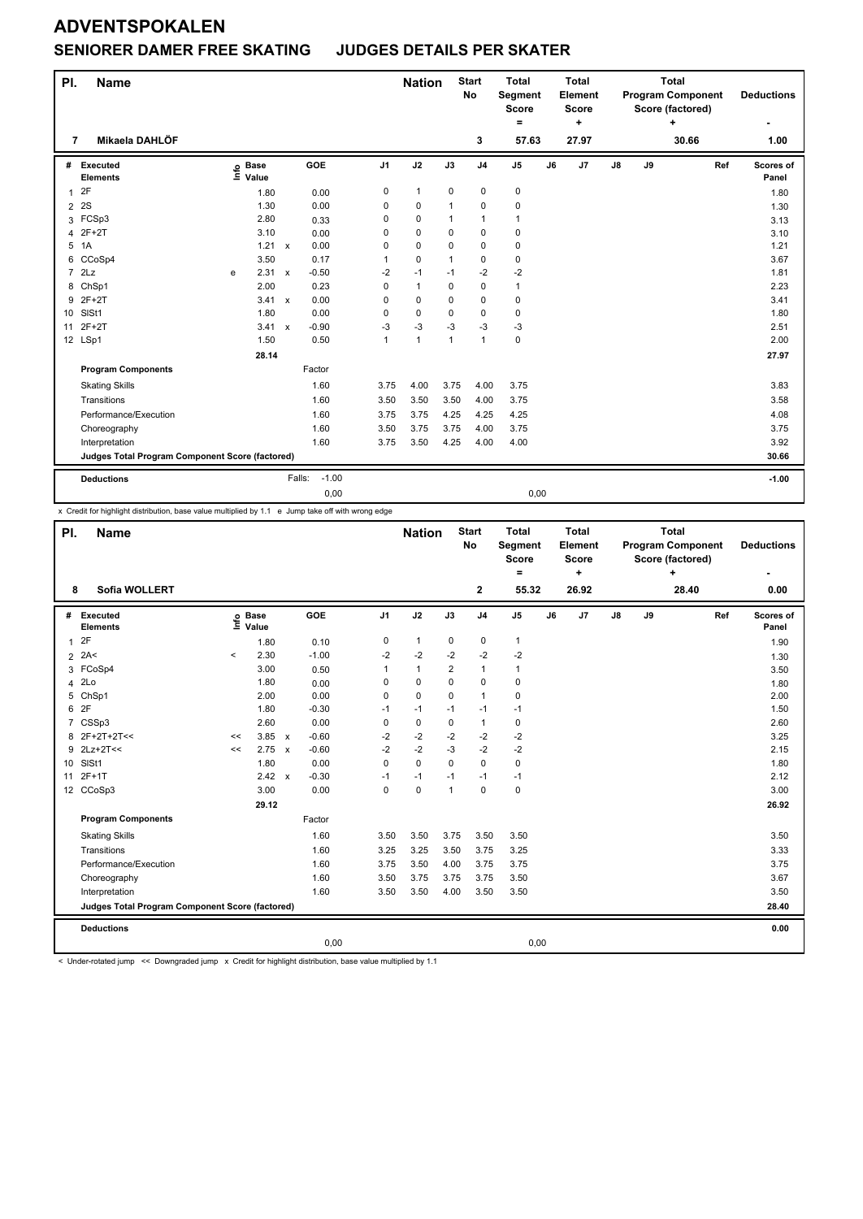# ADVENTSPOKALEN

## SENIORER DAMER FREE SKATING JUDGES DETAILS PER SKATER

| Pl. | Name | Nation | Start No | Total Segment Score = | Total Element Score + | Total Program Component Score (factored) + | Deductions - |
|---|---|---|---|---|---|---|---|
| 7 | Mikaela DAHLÖF | | 3 | 57.63 | 27.97 | 30.66 | 1.00 |

| # | Executed Elements | Info | Base Value | | GOE | J1 | J2 | J3 | J4 | J5 | J6 | J7 | J8 | J9 | Ref | Scores of Panel |
|---|---|---|---|---|---|---|---|---|---|---|---|---|---|---|---|---|
| 1 | 2F | | 1.80 | | 0.00 | 0 | 1 | 0 | 0 | 0 | | | | | | 1.80 |
| 2 | 2S | | 1.30 | | 0.00 | 0 | 0 | 1 | 0 | 0 | | | | | | 1.30 |
| 3 | FCSp3 | | 2.80 | | 0.33 | 0 | 0 | 1 | 1 | 1 | | | | | | 3.13 |
| 4 | 2F+2T | | 3.10 | | 0.00 | 0 | 0 | 0 | 0 | 0 | | | | | | 3.10 |
| 5 | 1A | | 1.21 | x | 0.00 | 0 | 0 | 0 | 0 | 0 | | | | | | 1.21 |
| 6 | CCoSp4 | | 3.50 | | 0.17 | 1 | 0 | 1 | 0 | 0 | | | | | | 3.67 |
| 7 | 2Lz | e | 2.31 | x | -0.50 | -2 | -1 | -1 | -2 | -2 | | | | | | 1.81 |
| 8 | ChSp1 | | 2.00 | | 0.23 | 0 | 1 | 0 | 0 | 1 | | | | | | 2.23 |
| 9 | 2F+2T | | 3.41 | x | 0.00 | 0 | 0 | 0 | 0 | 0 | | | | | | 3.41 |
| 10 | SlSt1 | | 1.80 | | 0.00 | 0 | 0 | 0 | 0 | 0 | | | | | | 1.80 |
| 11 | 2F+2T | | 3.41 | x | -0.90 | -3 | -3 | -3 | -3 | -3 | | | | | | 2.51 |
| 12 | LSp1 | | 1.50 | | 0.50 | 1 | 1 | 1 | 1 | 0 | | | | | | 2.00 |
| | | | 28.14 | | | | | | | | | | | | | 27.97 |
| | **Program Components** | | | | Factor | | | | | | | | | | | |
| | Skating Skills | | | | 1.60 | 3.75 | 4.00 | 3.75 | 4.00 | 3.75 | | | | | | 3.83 |
| | Transitions | | | | 1.60 | 3.50 | 3.50 | 3.50 | 4.00 | 3.75 | | | | | | 3.58 |
| | Performance/Execution | | | | 1.60 | 3.75 | 3.75 | 4.25 | 4.25 | 4.25 | | | | | | 4.08 |
| | Choreography | | | | 1.60 | 3.50 | 3.75 | 3.75 | 4.00 | 3.75 | | | | | | 3.75 |
| | Interpretation | | | | 1.60 | 3.75 | 3.50 | 4.25 | 4.00 | 4.00 | | | | | | 3.92 |
| | **Judges Total Program Component Score (factored)** | | | | | | | | | | | | | | | 30.66 |
| | **Deductions** | | | Falls: | -1.00 | | | | | | | | | | | -1.00 |
| | | | | | 0,00 | | | | | 0,00 | | | | | | |

x Credit for highlight distribution, base value multiplied by 1.1 e Jump take off with wrong edge

| Pl. | Name | Nation | Start No | Total Segment Score = | Total Element Score + | Total Program Component Score (factored) + | Deductions - |
|---|---|---|---|---|---|---|---|
| 8 | Sofia WOLLERT | | 2 | 55.32 | 26.92 | 28.40 | 0.00 |

| # | Executed Elements | Info | Base Value | | GOE | J1 | J2 | J3 | J4 | J5 | J6 | J7 | J8 | J9 | Ref | Scores of Panel |
|---|---|---|---|---|---|---|---|---|---|---|---|---|---|---|---|---|
| 1 | 2F | | 1.80 | | 0.10 | 0 | 1 | 0 | 0 | 1 | | | | | | 1.90 |
| 2 | 2A< | < | 2.30 | | -1.00 | -2 | -2 | -2 | -2 | -2 | | | | | | 1.30 |
| 3 | FCoSp4 | | 3.00 | | 0.50 | 1 | 1 | 2 | 1 | 1 | | | | | | 3.50 |
| 4 | 2Lo | | 1.80 | | 0.00 | 0 | 0 | 0 | 0 | 0 | | | | | | 1.80 |
| 5 | ChSp1 | | 2.00 | | 0.00 | 0 | 0 | 0 | 1 | 0 | | | | | | 2.00 |
| 6 | 2F | | 1.80 | | -0.30 | -1 | -1 | -1 | -1 | -1 | | | | | | 1.50 |
| 7 | CSSp3 | | 2.60 | | 0.00 | 0 | 0 | 0 | 1 | 0 | | | | | | 2.60 |
| 8 | 2F+2T+2T<< | << | 3.85 | x | -0.60 | -2 | -2 | -2 | -2 | -2 | | | | | | 3.25 |
| 9 | 2Lz+2T<< | << | 2.75 | x | -0.60 | -2 | -2 | -3 | -2 | -2 | | | | | | 2.15 |
| 10 | SlSt1 | | 1.80 | | 0.00 | 0 | 0 | 0 | 0 | 0 | | | | | | 1.80 |
| 11 | 2F+1T | | 2.42 | x | -0.30 | -1 | -1 | -1 | -1 | -1 | | | | | | 2.12 |
| 12 | CCoSp3 | | 3.00 | | 0.00 | 0 | 0 | 1 | 0 | 0 | | | | | | 3.00 |
| | | | 29.12 | | | | | | | | | | | | | 26.92 |
| | **Program Components** | | | | Factor | | | | | | | | | | | |
| | Skating Skills | | | | 1.60 | 3.50 | 3.50 | 3.75 | 3.50 | 3.50 | | | | | | 3.50 |
| | Transitions | | | | 1.60 | 3.25 | 3.25 | 3.50 | 3.75 | 3.25 | | | | | | 3.33 |
| | Performance/Execution | | | | 1.60 | 3.75 | 3.50 | 4.00 | 3.75 | 3.75 | | | | | | 3.75 |
| | Choreography | | | | 1.60 | 3.50 | 3.75 | 3.75 | 3.75 | 3.50 | | | | | | 3.67 |
| | Interpretation | | | | 1.60 | 3.50 | 3.50 | 4.00 | 3.50 | 3.50 | | | | | | 3.50 |
| | **Judges Total Program Component Score (factored)** | | | | | | | | | | | | | | | 28.40 |
| | **Deductions** | | | | | | | | | | | | | | | 0.00 |
| | | | | | 0,00 | | | | | 0,00 | | | | | | |

< Under-rotated jump << Downgraded jump x Credit for highlight distribution, base value multiplied by 1.1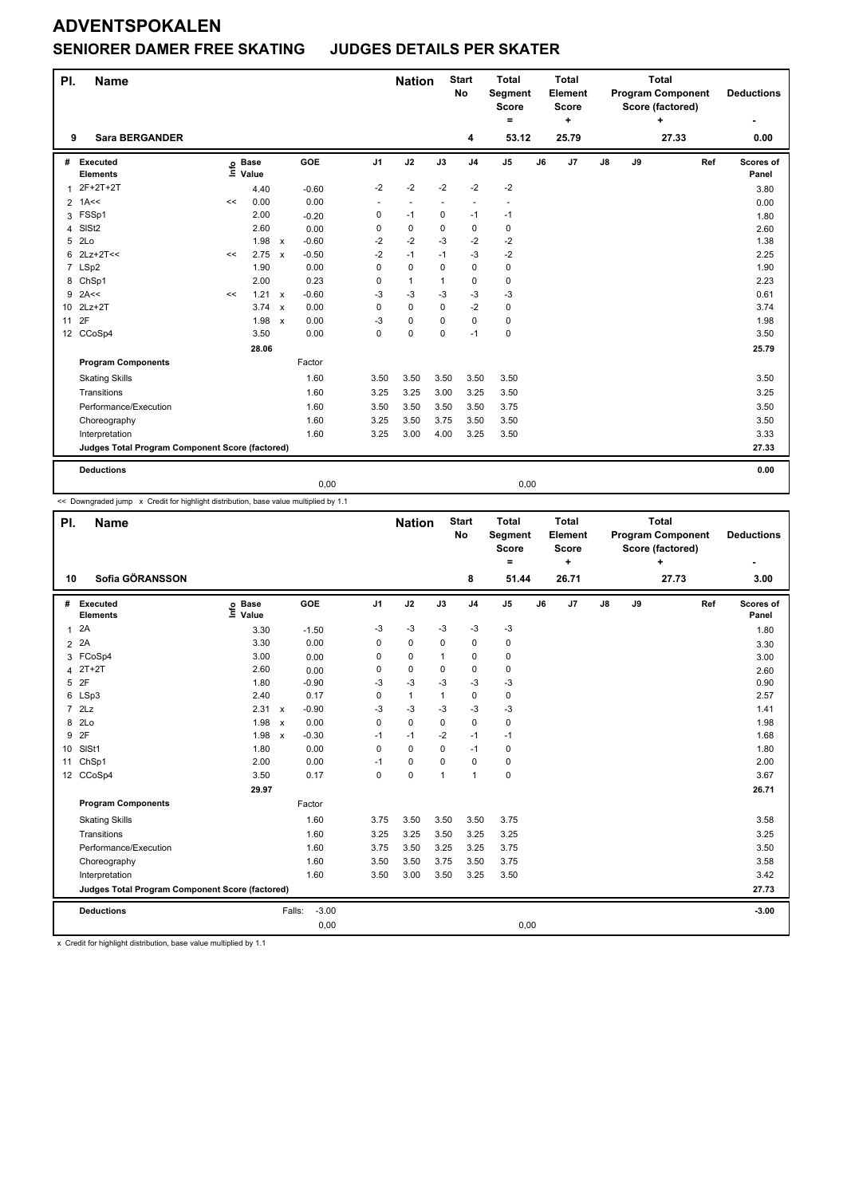# ADVENTSPOKALEN

## SENIORER DAMER FREE SKATING JUDGES DETAILS PER SKATER

| Pl. | Name | Nation | Start No | Total Segment Score = | Total Element Score + | Total Program Component Score (factored) + | Deductions - |
|---|---|---|---|---|---|---|---|
| 9 | Sara BERGANDER | | 4 | 53.12 | 25.79 | 27.33 | 0.00 |

| # | Executed Elements | Info | Base Value | | GOE | J1 | J2 | J3 | J4 | J5 | J6 | J7 | J8 | J9 | Ref | Scores of Panel |
|---|---|---|---|---|---|---|---|---|---|---|---|---|---|---|---|---|
| 1 | 2F+2T+2T | | 4.40 | | -0.60 | -2 | -2 | -2 | -2 | -2 | | | | | | 3.80 |
| 2 | 1A<< | << | 0.00 | | 0.00 | - | - | - | - | - | | | | | | 0.00 |
| 3 | FSSp1 | | 2.00 | | -0.20 | 0 | -1 | 0 | -1 | -1 | | | | | | 1.80 |
| 4 | SlSt2 | | 2.60 | | 0.00 | 0 | 0 | 0 | 0 | 0 | | | | | | 2.60 |
| 5 | 2Lo | | 1.98 | x | -0.60 | -2 | -2 | -3 | -2 | -2 | | | | | | 1.38 |
| 6 | 2Lz+2T<< | << | 2.75 | x | -0.50 | -2 | -1 | -1 | -3 | -2 | | | | | | 2.25 |
| 7 | LSp2 | | 1.90 | | 0.00 | 0 | 0 | 0 | 0 | 0 | | | | | | 1.90 |
| 8 | ChSp1 | | 2.00 | | 0.23 | 0 | 1 | 1 | 0 | 0 | | | | | | 2.23 |
| 9 | 2A<< | << | 1.21 | x | -0.60 | -3 | -3 | -3 | -3 | -3 | | | | | | 0.61 |
| 10 | 2Lz+2T | | 3.74 | x | 0.00 | 0 | 0 | 0 | -2 | 0 | | | | | | 3.74 |
| 11 | 2F | | 1.98 | x | 0.00 | -3 | 0 | 0 | 0 | 0 | | | | | | 1.98 |
| 12 | CCoSp4 | | 3.50 | | 0.00 | 0 | 0 | 0 | -1 | 0 | | | | | | 3.50 |
| | | | 28.06 | | | | | | | | | | | | | 25.79 |
| | **Program Components** | | | | Factor | | | | | | | | | | | |
| | Skating Skills | | | | 1.60 | 3.50 | 3.50 | 3.50 | 3.50 | 3.50 | | | | | | 3.50 |
| | Transitions | | | | 1.60 | 3.25 | 3.25 | 3.00 | 3.25 | 3.50 | | | | | | 3.25 |
| | Performance/Execution | | | | 1.60 | 3.50 | 3.50 | 3.50 | 3.50 | 3.75 | | | | | | 3.50 |
| | Choreography | | | | 1.60 | 3.25 | 3.50 | 3.75 | 3.50 | 3.50 | | | | | | 3.50 |
| | Interpretation | | | | 1.60 | 3.25 | 3.00 | 4.00 | 3.25 | 3.50 | | | | | | 3.33 |
| | **Judges Total Program Component Score (factored)** | | | | | | | | | | | | | | | 27.33 |
| | **Deductions** | | | | | | | | | | | | | | | 0.00 |
| | | | | | 0,00 | | | | | 0,00 | | | | | | |

<< Downgraded jump x Credit for highlight distribution, base value multiplied by 1.1

| Pl. | Name | Nation | Start No | Total Segment Score = | Total Element Score + | Total Program Component Score (factored) + | Deductions - |
|---|---|---|---|---|---|---|---|
| 10 | Sofia GÖRANSSON | | 8 | 51.44 | 26.71 | 27.73 | 3.00 |

| # | Executed Elements | Info | Base Value | | GOE | J1 | J2 | J3 | J4 | J5 | J6 | J7 | J8 | J9 | Ref | Scores of Panel |
|---|---|---|---|---|---|---|---|---|---|---|---|---|---|---|---|---|
| 1 | 2A | | 3.30 | | -1.50 | -3 | -3 | -3 | -3 | -3 | | | | | | 1.80 |
| 2 | 2A | | 3.30 | | 0.00 | 0 | 0 | 0 | 0 | 0 | | | | | | 3.30 |
| 3 | FCoSp4 | | 3.00 | | 0.00 | 0 | 0 | 1 | 0 | 0 | | | | | | 3.00 |
| 4 | 2T+2T | | 2.60 | | 0.00 | 0 | 0 | 0 | 0 | 0 | | | | | | 2.60 |
| 5 | 2F | | 1.80 | | -0.90 | -3 | -3 | -3 | -3 | -3 | | | | | | 0.90 |
| 6 | LSp3 | | 2.40 | | 0.17 | 0 | 1 | 1 | 0 | 0 | | | | | | 2.57 |
| 7 | 2Lz | | 2.31 | x | -0.90 | -3 | -3 | -3 | -3 | -3 | | | | | | 1.41 |
| 8 | 2Lo | | 1.98 | x | 0.00 | 0 | 0 | 0 | 0 | 0 | | | | | | 1.98 |
| 9 | 2F | | 1.98 | x | -0.30 | -1 | -1 | -2 | -1 | -1 | | | | | | 1.68 |
| 10 | SlSt1 | | 1.80 | | 0.00 | 0 | 0 | 0 | -1 | 0 | | | | | | 1.80 |
| 11 | ChSp1 | | 2.00 | | 0.00 | -1 | 0 | 0 | 0 | 0 | | | | | | 2.00 |
| 12 | CCoSp4 | | 3.50 | | 0.17 | 0 | 0 | 1 | 1 | 0 | | | | | | 3.67 |
| | | | 29.97 | | | | | | | | | | | | | 26.71 |
| | **Program Components** | | | | Factor | | | | | | | | | | | |
| | Skating Skills | | | | 1.60 | 3.75 | 3.50 | 3.50 | 3.50 | 3.75 | | | | | | 3.58 |
| | Transitions | | | | 1.60 | 3.25 | 3.25 | 3.50 | 3.25 | 3.25 | | | | | | 3.25 |
| | Performance/Execution | | | | 1.60 | 3.75 | 3.50 | 3.25 | 3.25 | 3.75 | | | | | | 3.50 |
| | Choreography | | | | 1.60 | 3.50 | 3.50 | 3.75 | 3.50 | 3.75 | | | | | | 3.58 |
| | Interpretation | | | | 1.60 | 3.50 | 3.00 | 3.50 | 3.25 | 3.50 | | | | | | 3.42 |
| | **Judges Total Program Component Score (factored)** | | | | | | | | | | | | | | | 27.73 |
| | **Deductions** | | | Falls: | -3.00 | | | | | | | | | | | -3.00 |
| | | | | | 0,00 | | | | | 0,00 | | | | | | |

x Credit for highlight distribution, base value multiplied by 1.1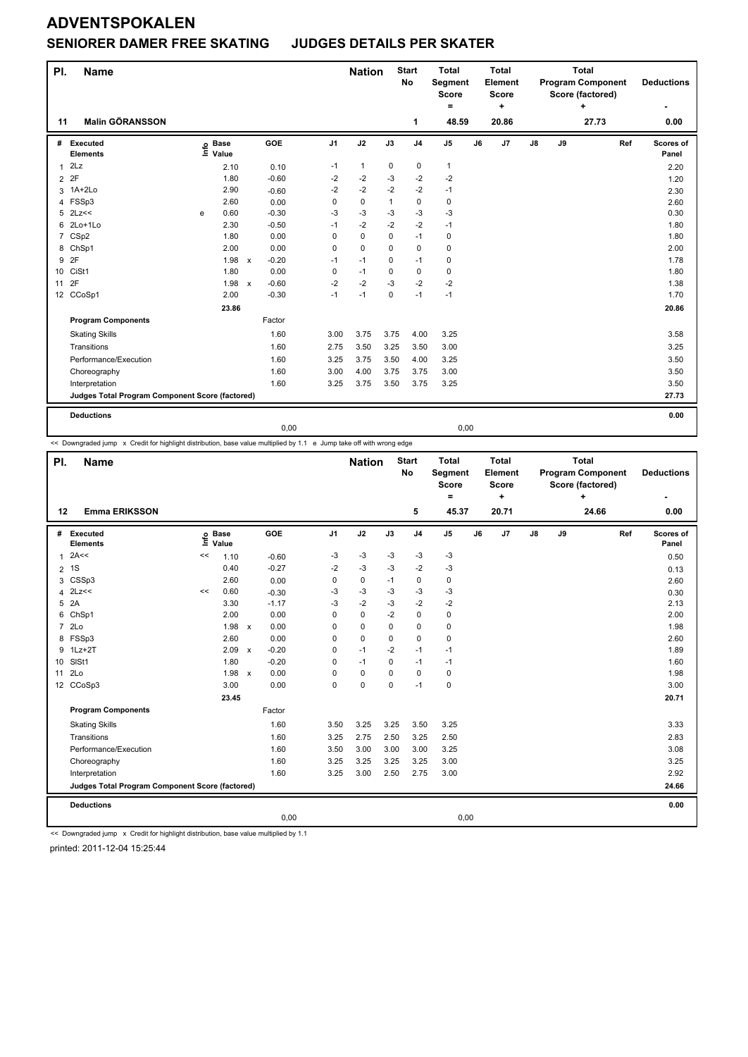# ADVENTSPOKALEN

## SENIORER DAMER FREE SKATING JUDGES DETAILS PER SKATER

| Pl. | Name | | Nation | Start No | Total Segment Score = | Total Element Score + | Total Program Component Score (factored) + | Deductions - |
|---|---|---|---|---|---|---|---|---|
| 11 | Malin GÖRANSSON | | | 1 | 48.59 | 20.86 | 27.73 | 0.00 |

| # | Executed Elements | Info | Base Value | | GOE | J1 | J2 | J3 | J4 | J5 | J6 | J7 | J8 | J9 | Ref | Scores of Panel |
|---|---|---|---|---|---|---|---|---|---|---|---|---|---|---|---|---|
| 1 | 2Lz | | 2.10 | | 0.10 | -1 | 1 | 0 | 0 | 1 | | | | | | 2.20 |
| 2 | 2F | | 1.80 | | -0.60 | -2 | -2 | -3 | -2 | -2 | | | | | | 1.20 |
| 3 | 1A+2Lo | | 2.90 | | -0.60 | -2 | -2 | -2 | -2 | -1 | | | | | | 2.30 |
| 4 | FSSp3 | | 2.60 | | 0.00 | 0 | 0 | 1 | 0 | 0 | | | | | | 2.60 |
| 5 | 2Lz<< | e | 0.60 | | -0.30 | -3 | -3 | -3 | -3 | -3 | | | | | | 0.30 |
| 6 | 2Lo+1Lo | | 2.30 | | -0.50 | -1 | -2 | -2 | -2 | -1 | | | | | | 1.80 |
| 7 | CSp2 | | 1.80 | | 0.00 | 0 | 0 | 0 | -1 | 0 | | | | | | 1.80 |
| 8 | ChSp1 | | 2.00 | | 0.00 | 0 | 0 | 0 | 0 | 0 | | | | | | 2.00 |
| 9 | 2F | | 1.98 | x | -0.20 | -1 | -1 | 0 | -1 | 0 | | | | | | 1.78 |
| 10 | CiSt1 | | 1.80 | | 0.00 | 0 | -1 | 0 | 0 | 0 | | | | | | 1.80 |
| 11 | 2F | | 1.98 | x | -0.60 | -2 | -2 | -3 | -2 | -2 | | | | | | 1.38 |
| 12 | CCoSp1 | | 2.00 | | -0.30 | -1 | -1 | 0 | -1 | -1 | | | | | | 1.70 |
| | | | 23.86 | | | | | | | | | | | | | 20.86 |
| | Program Components | | | | Factor | | | | | | | | | | | |
| | Skating Skills | | | | 1.60 | 3.00 | 3.75 | 3.75 | 4.00 | 3.25 | | | | | | 3.58 |
| | Transitions | | | | 1.60 | 2.75 | 3.50 | 3.25 | 3.50 | 3.00 | | | | | | 3.25 |
| | Performance/Execution | | | | 1.60 | 3.25 | 3.75 | 3.50 | 4.00 | 3.25 | | | | | | 3.50 |
| | Choreography | | | | 1.60 | 3.00 | 4.00 | 3.75 | 3.75 | 3.00 | | | | | | 3.50 |
| | Interpretation | | | | 1.60 | 3.25 | 3.75 | 3.50 | 3.75 | 3.25 | | | | | | 3.50 |
| | Judges Total Program Component Score (factored) | | | | | | | | | | | | | | | 27.73 |
| | Deductions | | | | | | | | | | | | | | | 0.00 |
| | | | | | 0,00 | | | | | 0,00 | | | | | | |

<< Downgraded jump x Credit for highlight distribution, base value multiplied by 1.1 e Jump take off with wrong edge

| Pl. | Name | | Nation | Start No | Total Segment Score = | Total Element Score + | Total Program Component Score (factored) + | Deductions - |
|---|---|---|---|---|---|---|---|---|
| 12 | Emma ERIKSSON | | | 5 | 45.37 | 20.71 | 24.66 | 0.00 |

| # | Executed Elements | Info | Base Value | | GOE | J1 | J2 | J3 | J4 | J5 | J6 | J7 | J8 | J9 | Ref | Scores of Panel |
|---|---|---|---|---|---|---|---|---|---|---|---|---|---|---|---|---|
| 1 | 2A<< | << | 1.10 | | -0.60 | -3 | -3 | -3 | -3 | -3 | | | | | | 0.50 |
| 2 | 1S | | 0.40 | | -0.27 | -2 | -3 | -3 | -2 | -3 | | | | | | 0.13 |
| 3 | CSSp3 | | 2.60 | | 0.00 | 0 | 0 | -1 | 0 | 0 | | | | | | 2.60 |
| 4 | 2Lz<< | << | 0.60 | | -0.30 | -3 | -3 | -3 | -3 | -3 | | | | | | 0.30 |
| 5 | 2A | | 3.30 | | -1.17 | -3 | -2 | -3 | -2 | -2 | | | | | | 2.13 |
| 6 | ChSp1 | | 2.00 | | 0.00 | 0 | 0 | -2 | 0 | 0 | | | | | | 2.00 |
| 7 | 2Lo | | 1.98 | x | 0.00 | 0 | 0 | 0 | 0 | 0 | | | | | | 1.98 |
| 8 | FSSp3 | | 2.60 | | 0.00 | 0 | 0 | 0 | 0 | 0 | | | | | | 2.60 |
| 9 | 1Lz+2T | | 2.09 | x | -0.20 | 0 | -1 | -2 | -1 | -1 | | | | | | 1.89 |
| 10 | SlSt1 | | 1.80 | | -0.20 | 0 | -1 | 0 | -1 | -1 | | | | | | 1.60 |
| 11 | 2Lo | | 1.98 | x | 0.00 | 0 | 0 | 0 | 0 | 0 | | | | | | 1.98 |
| 12 | CCoSp3 | | 3.00 | | 0.00 | 0 | 0 | 0 | -1 | 0 | | | | | | 3.00 |
| | | | 23.45 | | | | | | | | | | | | | 20.71 |
| | Program Components | | | | Factor | | | | | | | | | | | |
| | Skating Skills | | | | 1.60 | 3.50 | 3.25 | 3.25 | 3.50 | 3.25 | | | | | | 3.33 |
| | Transitions | | | | 1.60 | 3.25 | 2.75 | 2.50 | 3.25 | 2.50 | | | | | | 2.83 |
| | Performance/Execution | | | | 1.60 | 3.50 | 3.00 | 3.00 | 3.00 | 3.25 | | | | | | 3.08 |
| | Choreography | | | | 1.60 | 3.25 | 3.25 | 3.25 | 3.25 | 3.00 | | | | | | 3.25 |
| | Interpretation | | | | 1.60 | 3.25 | 3.00 | 2.50 | 2.75 | 3.00 | | | | | | 2.92 |
| | Judges Total Program Component Score (factored) | | | | | | | | | | | | | | | 24.66 |
| | Deductions | | | | | | | | | | | | | | | 0.00 |
| | | | | | 0,00 | | | | | 0,00 | | | | | | |

<< Downgraded jump x Credit for highlight distribution, base value multiplied by 1.1

printed: 2011-12-04 15:25:44